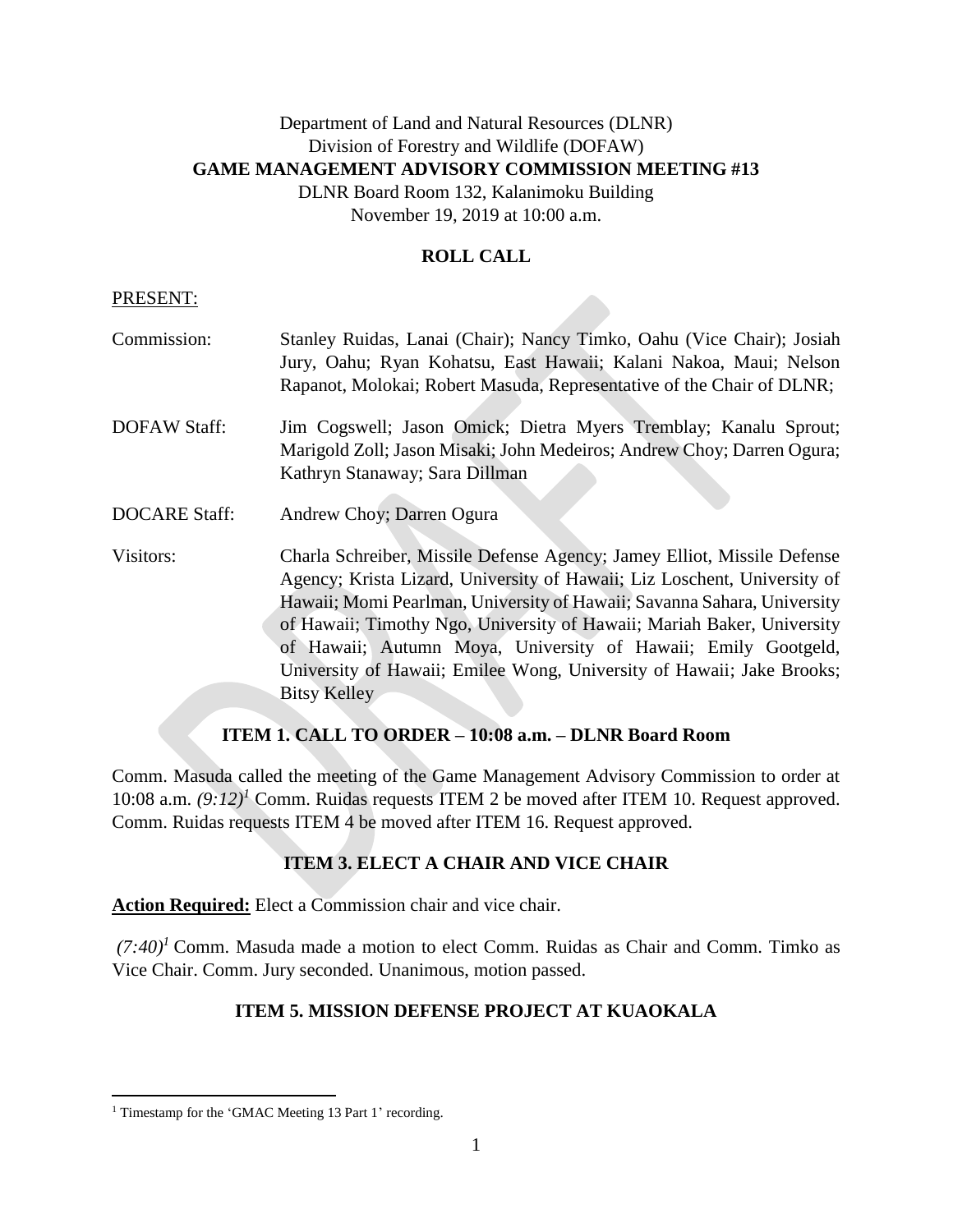Department of Land and Natural Resources (DLNR)
Division of Forestry and Wildlife (DOFAW)
**GAME MANAGEMENT ADVISORY COMMISSION MEETING #13**
DLNR Board Room 132, Kalanimoku Building
November 19, 2019 at 10:00 a.m.

## ROLL CALL

PRESENT:

Commission: Stanley Ruidas, Lanai (Chair); Nancy Timko, Oahu (Vice Chair); Josiah Jury, Oahu; Ryan Kohatsu, East Hawaii; Kalani Nakoa, Maui; Nelson Rapanot, Molokai; Robert Masuda, Representative of the Chair of DLNR;

DOFAW Staff: Jim Cogswell; Jason Omick; Dietra Myers Tremblay; Kanalu Sprout; Marigold Zoll; Jason Misaki; John Medeiros; Andrew Choy; Darren Ogura; Kathryn Stanaway; Sara Dillman

DOCARE Staff: Andrew Choy; Darren Ogura

Visitors: Charla Schreiber, Missile Defense Agency; Jamey Elliot, Missile Defense Agency; Krista Lizard, University of Hawaii; Liz Loschent, University of Hawaii; Momi Pearlman, University of Hawaii; Savanna Sahara, University of Hawaii; Timothy Ngo, University of Hawaii; Mariah Baker, University of Hawaii; Autumn Moya, University of Hawaii; Emily Gootgeld, University of Hawaii; Emilee Wong, University of Hawaii; Jake Brooks; Bitsy Kelley

## ITEM 1. CALL TO ORDER – 10:08 a.m. – DLNR Board Room

Comm. Masuda called the meeting of the Game Management Advisory Commission to order at 10:08 a.m. *(9:12)*[1] Comm. Ruidas requests ITEM 2 be moved after ITEM 10. Request approved. Comm. Ruidas requests ITEM 4 be moved after ITEM 16. Request approved.

## ITEM 3. ELECT A CHAIR AND VICE CHAIR

**Action Required:** Elect a Commission chair and vice chair.

*(7:40)*[1] Comm. Masuda made a motion to elect Comm. Ruidas as Chair and Comm. Timko as Vice Chair. Comm. Jury seconded. Unanimous, motion passed.

## ITEM 5. MISSION DEFENSE PROJECT AT KUAOKALA

[1] Timestamp for the 'GMAC Meeting 13 Part 1' recording.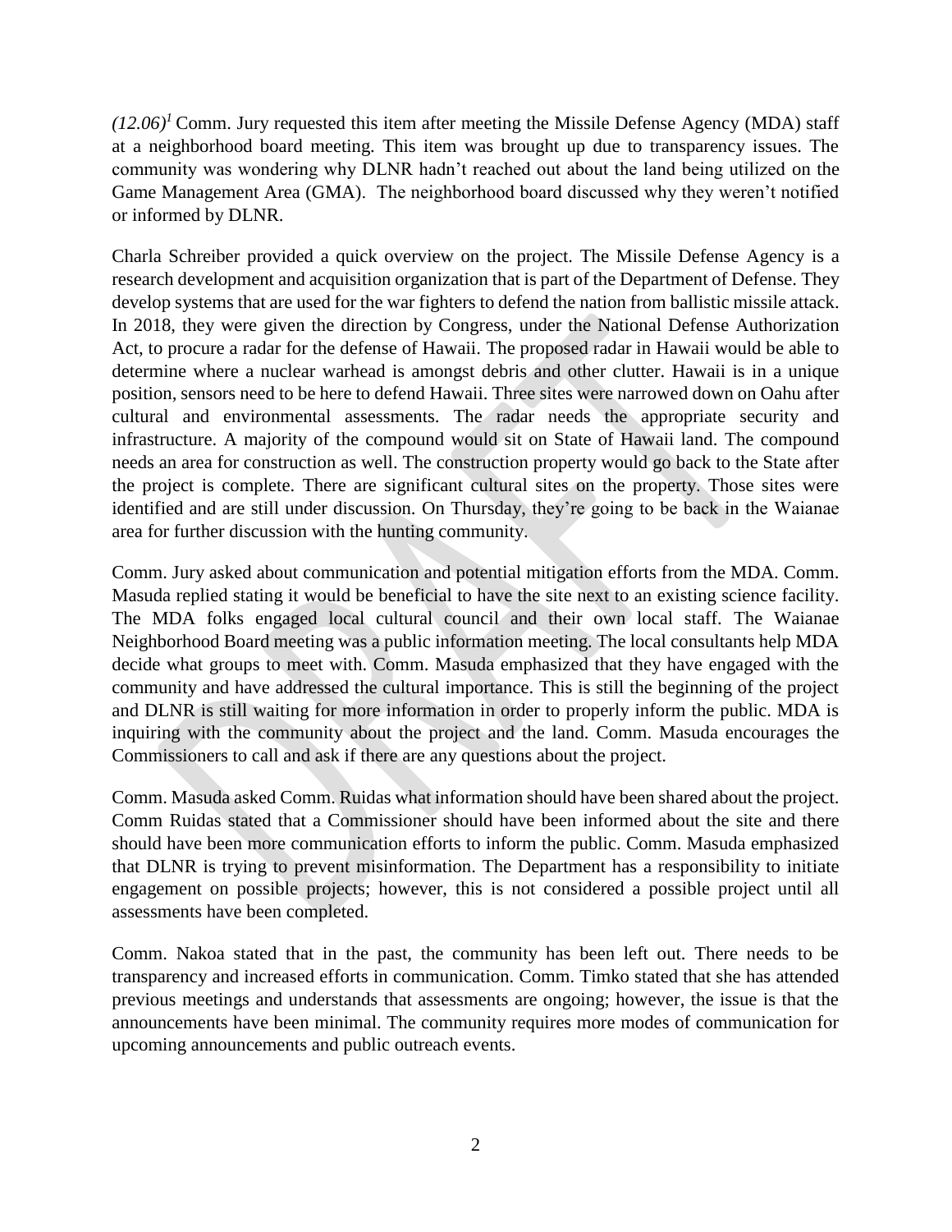*(12.06)*[1] Comm. Jury requested this item after meeting the Missile Defense Agency (MDA) staff at a neighborhood board meeting. This item was brought up due to transparency issues. The community was wondering why DLNR hadn't reached out about the land being utilized on the Game Management Area (GMA). The neighborhood board discussed why they weren't notified or informed by DLNR.

Charla Schreiber provided a quick overview on the project. The Missile Defense Agency is a research development and acquisition organization that is part of the Department of Defense. They develop systems that are used for the war fighters to defend the nation from ballistic missile attack. In 2018, they were given the direction by Congress, under the National Defense Authorization Act, to procure a radar for the defense of Hawaii. The proposed radar in Hawaii would be able to determine where a nuclear warhead is amongst debris and other clutter. Hawaii is in a unique position, sensors need to be here to defend Hawaii. Three sites were narrowed down on Oahu after cultural and environmental assessments. The radar needs the appropriate security and infrastructure. A majority of the compound would sit on State of Hawaii land. The compound needs an area for construction as well. The construction property would go back to the State after the project is complete. There are significant cultural sites on the property. Those sites were identified and are still under discussion. On Thursday, they're going to be back in the Waianae area for further discussion with the hunting community.

Comm. Jury asked about communication and potential mitigation efforts from the MDA. Comm. Masuda replied stating it would be beneficial to have the site next to an existing science facility. The MDA folks engaged local cultural council and their own local staff. The Waianae Neighborhood Board meeting was a public information meeting. The local consultants help MDA decide what groups to meet with. Comm. Masuda emphasized that they have engaged with the community and have addressed the cultural importance. This is still the beginning of the project and DLNR is still waiting for more information in order to properly inform the public. MDA is inquiring with the community about the project and the land. Comm. Masuda encourages the Commissioners to call and ask if there are any questions about the project.

Comm. Masuda asked Comm. Ruidas what information should have been shared about the project. Comm Ruidas stated that a Commissioner should have been informed about the site and there should have been more communication efforts to inform the public. Comm. Masuda emphasized that DLNR is trying to prevent misinformation. The Department has a responsibility to initiate engagement on possible projects; however, this is not considered a possible project until all assessments have been completed.

Comm. Nakoa stated that in the past, the community has been left out. There needs to be transparency and increased efforts in communication. Comm. Timko stated that she has attended previous meetings and understands that assessments are ongoing; however, the issue is that the announcements have been minimal. The community requires more modes of communication for upcoming announcements and public outreach events.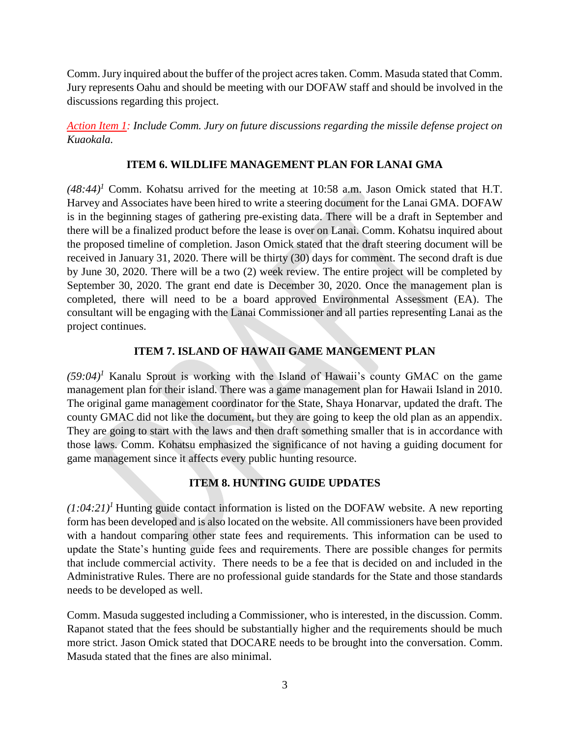Comm. Jury inquired about the buffer of the project acres taken. Comm. Masuda stated that Comm. Jury represents Oahu and should be meeting with our DOFAW staff and should be involved in the discussions regarding this project.

Action Item 1: *Include Comm. Jury on future discussions regarding the missile defense project on Kuaokala.*

## ITEM 6. WILDLIFE MANAGEMENT PLAN FOR LANAI GMA

*(48:44)*[1] Comm. Kohatsu arrived for the meeting at 10:58 a.m. Jason Omick stated that H.T. Harvey and Associates have been hired to write a steering document for the Lanai GMA. DOFAW is in the beginning stages of gathering pre-existing data. There will be a draft in September and there will be a finalized product before the lease is over on Lanai. Comm. Kohatsu inquired about the proposed timeline of completion. Jason Omick stated that the draft steering document will be received in January 31, 2020. There will be thirty (30) days for comment. The second draft is due by June 30, 2020. There will be a two (2) week review. The entire project will be completed by September 30, 2020. The grant end date is December 30, 2020. Once the management plan is completed, there will need to be a board approved Environmental Assessment (EA). The consultant will be engaging with the Lanai Commissioner and all parties representing Lanai as the project continues.

## ITEM 7. ISLAND OF HAWAII GAME MANGEMENT PLAN

*(59:04)*[1] Kanalu Sprout is working with the Island of Hawaii's county GMAC on the game management plan for their island. There was a game management plan for Hawaii Island in 2010. The original game management coordinator for the State, Shaya Honarvar, updated the draft. The county GMAC did not like the document, but they are going to keep the old plan as an appendix. They are going to start with the laws and then draft something smaller that is in accordance with those laws. Comm. Kohatsu emphasized the significance of not having a guiding document for game management since it affects every public hunting resource.

## ITEM 8. HUNTING GUIDE UPDATES

*(1:04:21)*[1] Hunting guide contact information is listed on the DOFAW website. A new reporting form has been developed and is also located on the website. All commissioners have been provided with a handout comparing other state fees and requirements. This information can be used to update the State's hunting guide fees and requirements. There are possible changes for permits that include commercial activity. There needs to be a fee that is decided on and included in the Administrative Rules. There are no professional guide standards for the State and those standards needs to be developed as well.

Comm. Masuda suggested including a Commissioner, who is interested, in the discussion. Comm. Rapanot stated that the fees should be substantially higher and the requirements should be much more strict. Jason Omick stated that DOCARE needs to be brought into the conversation. Comm. Masuda stated that the fines are also minimal.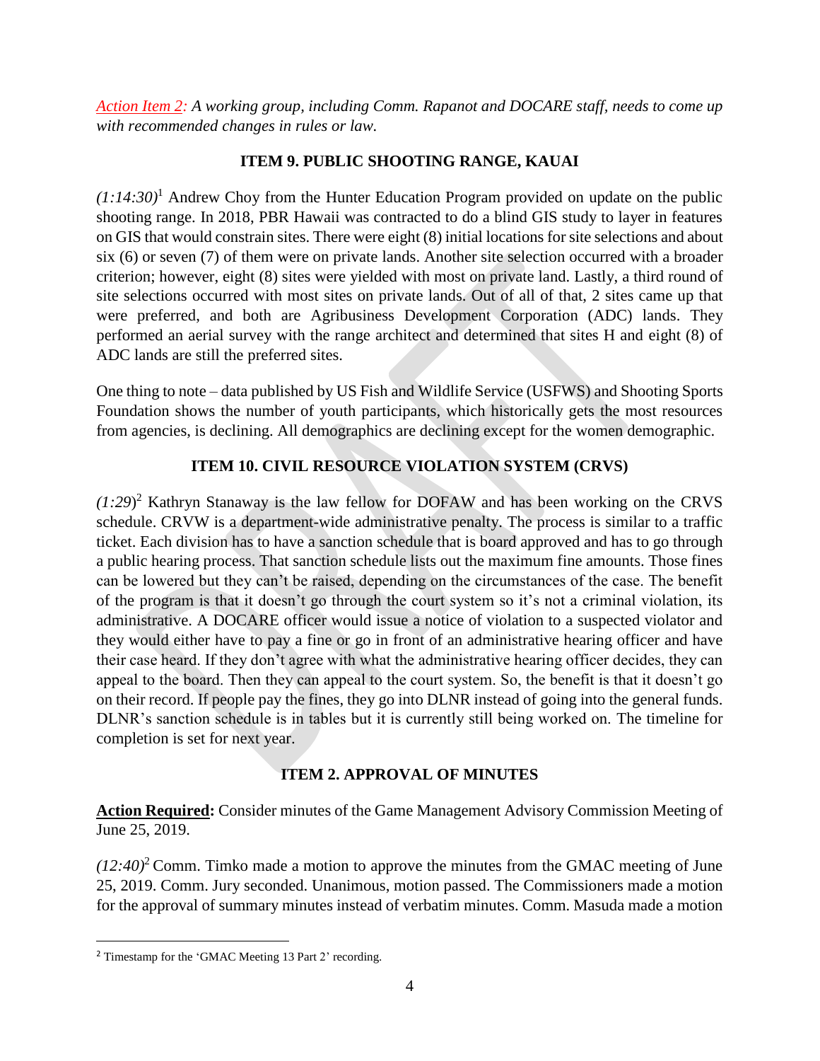*Action Item 2: A working group, including Comm. Rapanot and DOCARE staff, needs to come up with recommended changes in rules or law.*

## ITEM 9. PUBLIC SHOOTING RANGE, KAUAI

*(1:14:30)*[1] Andrew Choy from the Hunter Education Program provided on update on the public shooting range. In 2018, PBR Hawaii was contracted to do a blind GIS study to layer in features on GIS that would constrain sites. There were eight (8) initial locations for site selections and about six (6) or seven (7) of them were on private lands. Another site selection occurred with a broader criterion; however, eight (8) sites were yielded with most on private land. Lastly, a third round of site selections occurred with most sites on private lands. Out of all of that, 2 sites came up that were preferred, and both are Agribusiness Development Corporation (ADC) lands. They performed an aerial survey with the range architect and determined that sites H and eight (8) of ADC lands are still the preferred sites.

One thing to note – data published by US Fish and Wildlife Service (USFWS) and Shooting Sports Foundation shows the number of youth participants, which historically gets the most resources from agencies, is declining. All demographics are declining except for the women demographic.

## ITEM 10. CIVIL RESOURCE VIOLATION SYSTEM (CRVS)

*(1:29)*[2] Kathryn Stanaway is the law fellow for DOFAW and has been working on the CRVS schedule. CRVW is a department-wide administrative penalty. The process is similar to a traffic ticket. Each division has to have a sanction schedule that is board approved and has to go through a public hearing process. That sanction schedule lists out the maximum fine amounts. Those fines can be lowered but they can't be raised, depending on the circumstances of the case. The benefit of the program is that it doesn't go through the court system so it's not a criminal violation, its administrative. A DOCARE officer would issue a notice of violation to a suspected violator and they would either have to pay a fine or go in front of an administrative hearing officer and have their case heard. If they don't agree with what the administrative hearing officer decides, they can appeal to the board. Then they can appeal to the court system. So, the benefit is that it doesn't go on their record. If people pay the fines, they go into DLNR instead of going into the general funds. DLNR's sanction schedule is in tables but it is currently still being worked on. The timeline for completion is set for next year.

## ITEM 2. APPROVAL OF MINUTES

**Action Required:** Consider minutes of the Game Management Advisory Commission Meeting of June 25, 2019.

*(12:40)*[2] Comm. Timko made a motion to approve the minutes from the GMAC meeting of June 25, 2019. Comm. Jury seconded. Unanimous, motion passed. The Commissioners made a motion for the approval of summary minutes instead of verbatim minutes. Comm. Masuda made a motion

---

[2] Timestamp for the 'GMAC Meeting 13 Part 2' recording.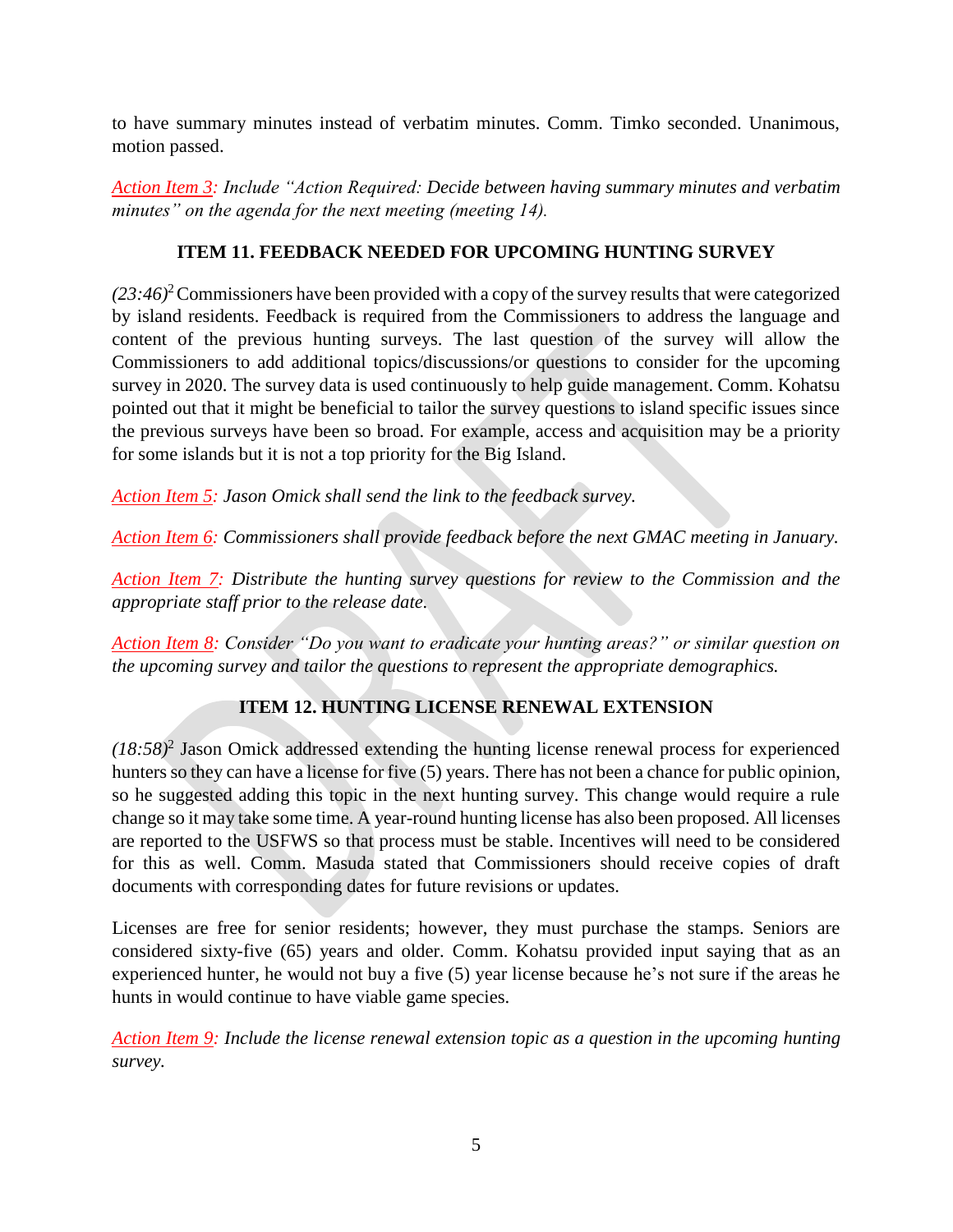to have summary minutes instead of verbatim minutes. Comm. Timko seconded. Unanimous, motion passed.

*Action Item 3: Include "Action Required: Decide between having summary minutes and verbatim minutes" on the agenda for the next meeting (meeting 14).*

## ITEM 11. FEEDBACK NEEDED FOR UPCOMING HUNTING SURVEY

*(23:46)*[2] Commissioners have been provided with a copy of the survey results that were categorized by island residents. Feedback is required from the Commissioners to address the language and content of the previous hunting surveys. The last question of the survey will allow the Commissioners to add additional topics/discussions/or questions to consider for the upcoming survey in 2020. The survey data is used continuously to help guide management. Comm. Kohatsu pointed out that it might be beneficial to tailor the survey questions to island specific issues since the previous surveys have been so broad. For example, access and acquisition may be a priority for some islands but it is not a top priority for the Big Island.

*Action Item 5: Jason Omick shall send the link to the feedback survey.*

*Action Item 6: Commissioners shall provide feedback before the next GMAC meeting in January.*

*Action Item 7: Distribute the hunting survey questions for review to the Commission and the appropriate staff prior to the release date.*

*Action Item 8: Consider "Do you want to eradicate your hunting areas?" or similar question on the upcoming survey and tailor the questions to represent the appropriate demographics.*

## ITEM 12. HUNTING LICENSE RENEWAL EXTENSION

*(18:58)*[2] Jason Omick addressed extending the hunting license renewal process for experienced hunters so they can have a license for five (5) years. There has not been a chance for public opinion, so he suggested adding this topic in the next hunting survey. This change would require a rule change so it may take some time. A year-round hunting license has also been proposed. All licenses are reported to the USFWS so that process must be stable. Incentives will need to be considered for this as well. Comm. Masuda stated that Commissioners should receive copies of draft documents with corresponding dates for future revisions or updates.

Licenses are free for senior residents; however, they must purchase the stamps. Seniors are considered sixty-five (65) years and older. Comm. Kohatsu provided input saying that as an experienced hunter, he would not buy a five (5) year license because he's not sure if the areas he hunts in would continue to have viable game species.

*Action Item 9: Include the license renewal extension topic as a question in the upcoming hunting survey.*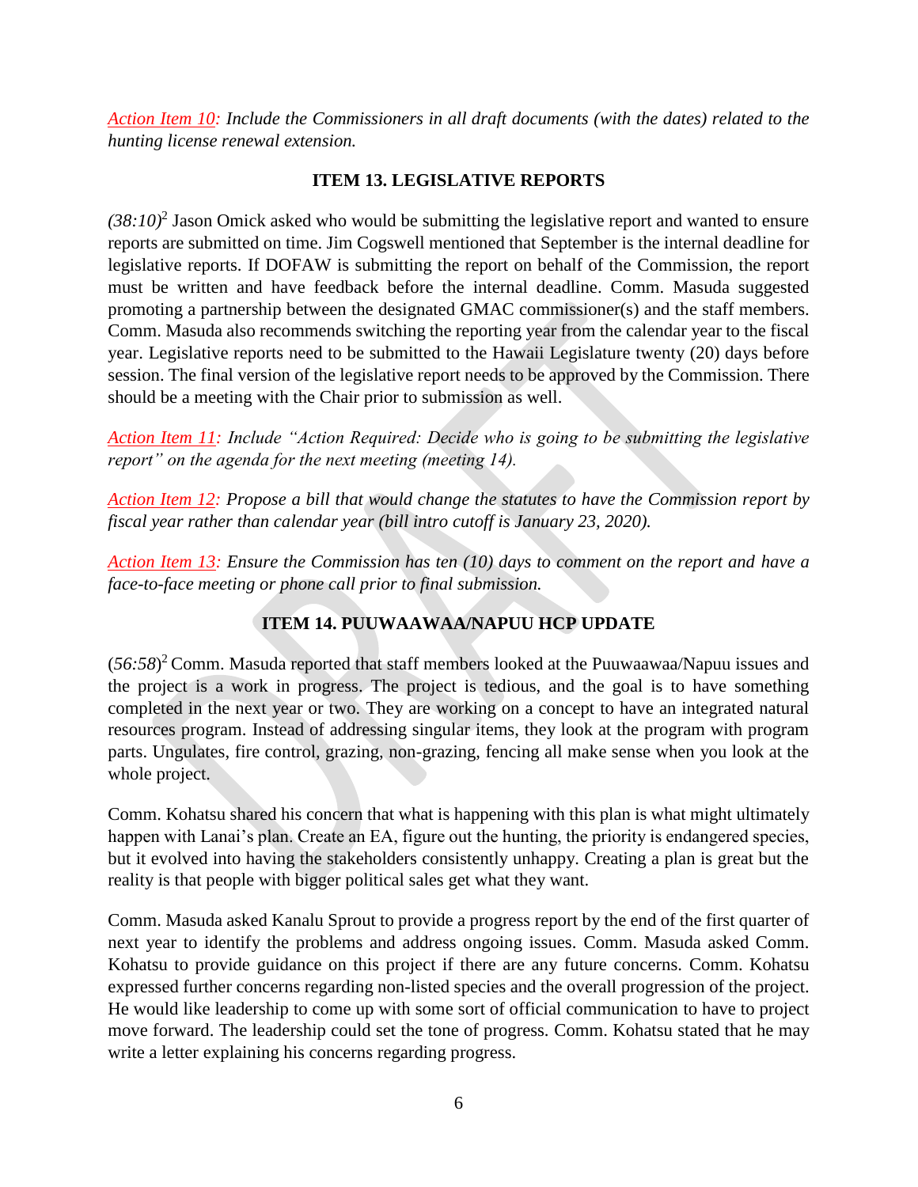*Action Item 10: Include the Commissioners in all draft documents (with the dates) related to the hunting license renewal extension.*

## ITEM 13. LEGISLATIVE REPORTS

*(38:10)*[2] Jason Omick asked who would be submitting the legislative report and wanted to ensure reports are submitted on time. Jim Cogswell mentioned that September is the internal deadline for legislative reports. If DOFAW is submitting the report on behalf of the Commission, the report must be written and have feedback before the internal deadline. Comm. Masuda suggested promoting a partnership between the designated GMAC commissioner(s) and the staff members. Comm. Masuda also recommends switching the reporting year from the calendar year to the fiscal year. Legislative reports need to be submitted to the Hawaii Legislature twenty (20) days before session. The final version of the legislative report needs to be approved by the Commission. There should be a meeting with the Chair prior to submission as well.

*Action Item 11: Include "Action Required: Decide who is going to be submitting the legislative report" on the agenda for the next meeting (meeting 14).*

*Action Item 12: Propose a bill that would change the statutes to have the Commission report by fiscal year rather than calendar year (bill intro cutoff is January 23, 2020).*

*Action Item 13: Ensure the Commission has ten (10) days to comment on the report and have a face-to-face meeting or phone call prior to final submission.*

## ITEM 14. PUUWAAWAA/NAPUU HCP UPDATE

(*56:58*)[2] Comm. Masuda reported that staff members looked at the Puuwaawaa/Napuu issues and the project is a work in progress. The project is tedious, and the goal is to have something completed in the next year or two. They are working on a concept to have an integrated natural resources program. Instead of addressing singular items, they look at the program with program parts. Ungulates, fire control, grazing, non-grazing, fencing all make sense when you look at the whole project.

Comm. Kohatsu shared his concern that what is happening with this plan is what might ultimately happen with Lanai's plan. Create an EA, figure out the hunting, the priority is endangered species, but it evolved into having the stakeholders consistently unhappy. Creating a plan is great but the reality is that people with bigger political sales get what they want.

Comm. Masuda asked Kanalu Sprout to provide a progress report by the end of the first quarter of next year to identify the problems and address ongoing issues. Comm. Masuda asked Comm. Kohatsu to provide guidance on this project if there are any future concerns. Comm. Kohatsu expressed further concerns regarding non-listed species and the overall progression of the project. He would like leadership to come up with some sort of official communication to have to project move forward. The leadership could set the tone of progress. Comm. Kohatsu stated that he may write a letter explaining his concerns regarding progress.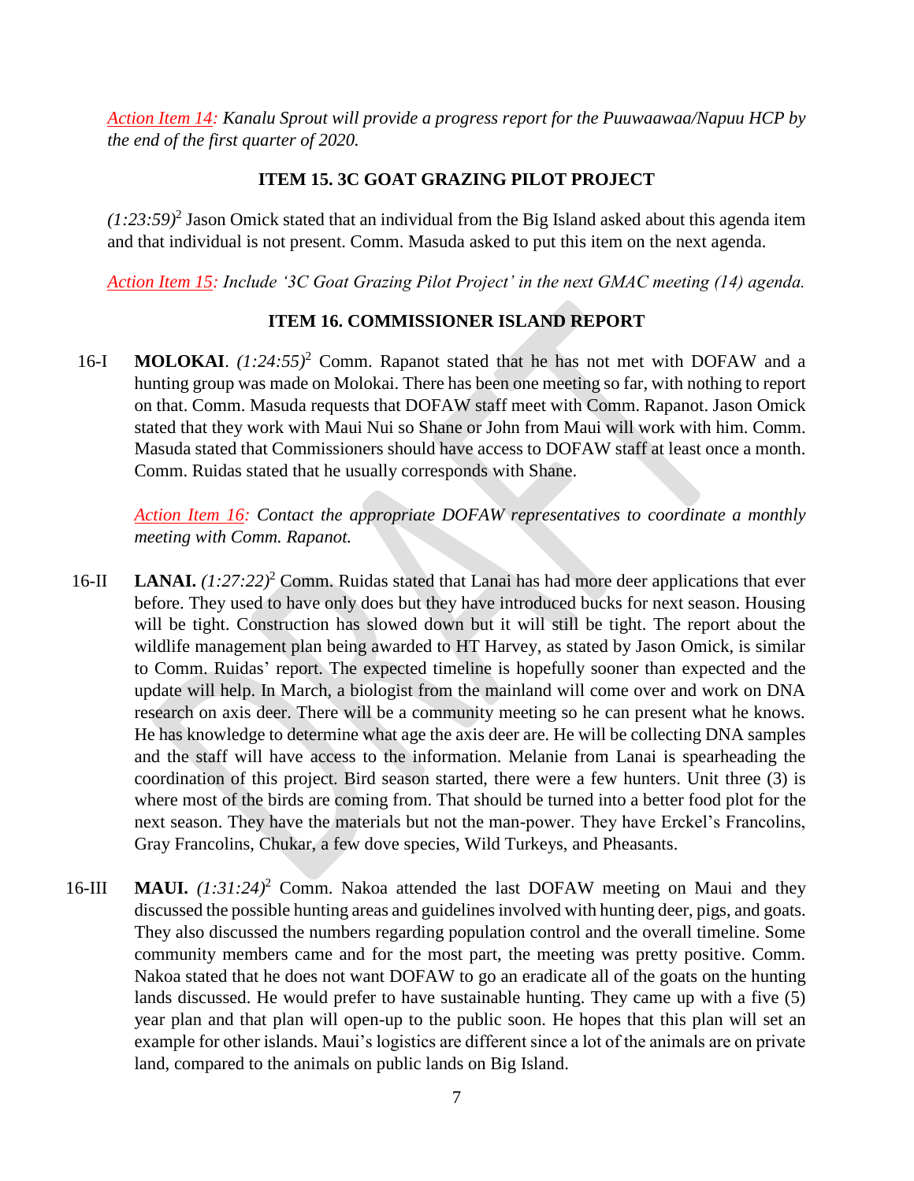*Action Item 14: Kanalu Sprout will provide a progress report for the Puuwaawaa/Napuu HCP by the end of the first quarter of 2020.*

## ITEM 15. 3C GOAT GRAZING PILOT PROJECT

*(1:23:59)*[2] Jason Omick stated that an individual from the Big Island asked about this agenda item and that individual is not present. Comm. Masuda asked to put this item on the next agenda.

*Action Item 15: Include '3C Goat Grazing Pilot Project' in the next GMAC meeting (14) agenda.*

## ITEM 16. COMMISSIONER ISLAND REPORT

16-I **MOLOKAI**. *(1:24:55)*[2] Comm. Rapanot stated that he has not met with DOFAW and a hunting group was made on Molokai. There has been one meeting so far, with nothing to report on that. Comm. Masuda requests that DOFAW staff meet with Comm. Rapanot. Jason Omick stated that they work with Maui Nui so Shane or John from Maui will work with him. Comm. Masuda stated that Commissioners should have access to DOFAW staff at least once a month. Comm. Ruidas stated that he usually corresponds with Shane.

*Action Item 16: Contact the appropriate DOFAW representatives to coordinate a monthly meeting with Comm. Rapanot.*

16-II **LANAI.** *(1:27:22)*[2] Comm. Ruidas stated that Lanai has had more deer applications that ever before. They used to have only does but they have introduced bucks for next season. Housing will be tight. Construction has slowed down but it will still be tight. The report about the wildlife management plan being awarded to HT Harvey, as stated by Jason Omick, is similar to Comm. Ruidas' report. The expected timeline is hopefully sooner than expected and the update will help. In March, a biologist from the mainland will come over and work on DNA research on axis deer. There will be a community meeting so he can present what he knows. He has knowledge to determine what age the axis deer are. He will be collecting DNA samples and the staff will have access to the information. Melanie from Lanai is spearheading the coordination of this project. Bird season started, there were a few hunters. Unit three (3) is where most of the birds are coming from. That should be turned into a better food plot for the next season. They have the materials but not the man-power. They have Erckel's Francolins, Gray Francolins, Chukar, a few dove species, Wild Turkeys, and Pheasants.

16-III **MAUI.** *(1:31:24)*[2] Comm. Nakoa attended the last DOFAW meeting on Maui and they discussed the possible hunting areas and guidelines involved with hunting deer, pigs, and goats. They also discussed the numbers regarding population control and the overall timeline. Some community members came and for the most part, the meeting was pretty positive. Comm. Nakoa stated that he does not want DOFAW to go an eradicate all of the goats on the hunting lands discussed. He would prefer to have sustainable hunting. They came up with a five (5) year plan and that plan will open-up to the public soon. He hopes that this plan will set an example for other islands. Maui's logistics are different since a lot of the animals are on private land, compared to the animals on public lands on Big Island.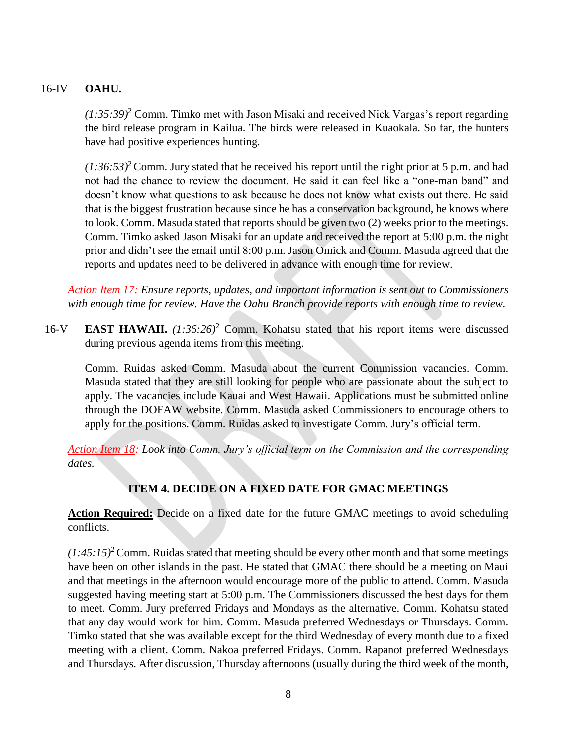16-IV **OAHU.**

*(1:35:39)*[2] Comm. Timko met with Jason Misaki and received Nick Vargas's report regarding the bird release program in Kailua. The birds were released in Kuaokala. So far, the hunters have had positive experiences hunting.

*(1:36:53)*[2] Comm. Jury stated that he received his report until the night prior at 5 p.m. and had not had the chance to review the document. He said it can feel like a "one-man band" and doesn't know what questions to ask because he does not know what exists out there. He said that is the biggest frustration because since he has a conservation background, he knows where to look. Comm. Masuda stated that reports should be given two (2) weeks prior to the meetings. Comm. Timko asked Jason Misaki for an update and received the report at 5:00 p.m. the night prior and didn't see the email until 8:00 p.m. Jason Omick and Comm. Masuda agreed that the reports and updates need to be delivered in advance with enough time for review.

*Action Item 17: Ensure reports, updates, and important information is sent out to Commissioners with enough time for review. Have the Oahu Branch provide reports with enough time to review.*

16-V **EAST HAWAII.** *(1:36:26)*[2] Comm. Kohatsu stated that his report items were discussed during previous agenda items from this meeting.

Comm. Ruidas asked Comm. Masuda about the current Commission vacancies. Comm. Masuda stated that they are still looking for people who are passionate about the subject to apply. The vacancies include Kauai and West Hawaii. Applications must be submitted online through the DOFAW website. Comm. Masuda asked Commissioners to encourage others to apply for the positions. Comm. Ruidas asked to investigate Comm. Jury's official term.

*Action Item 18: Look into Comm. Jury's official term on the Commission and the corresponding dates.*

**ITEM 4. DECIDE ON A FIXED DATE FOR GMAC MEETINGS**

**Action Required:** Decide on a fixed date for the future GMAC meetings to avoid scheduling conflicts.

*(1:45:15)*[2] Comm. Ruidas stated that meeting should be every other month and that some meetings have been on other islands in the past. He stated that GMAC there should be a meeting on Maui and that meetings in the afternoon would encourage more of the public to attend. Comm. Masuda suggested having meeting start at 5:00 p.m. The Commissioners discussed the best days for them to meet. Comm. Jury preferred Fridays and Mondays as the alternative. Comm. Kohatsu stated that any day would work for him. Comm. Masuda preferred Wednesdays or Thursdays. Comm. Timko stated that she was available except for the third Wednesday of every month due to a fixed meeting with a client. Comm. Nakoa preferred Fridays. Comm. Rapanot preferred Wednesdays and Thursdays. After discussion, Thursday afternoons (usually during the third week of the month,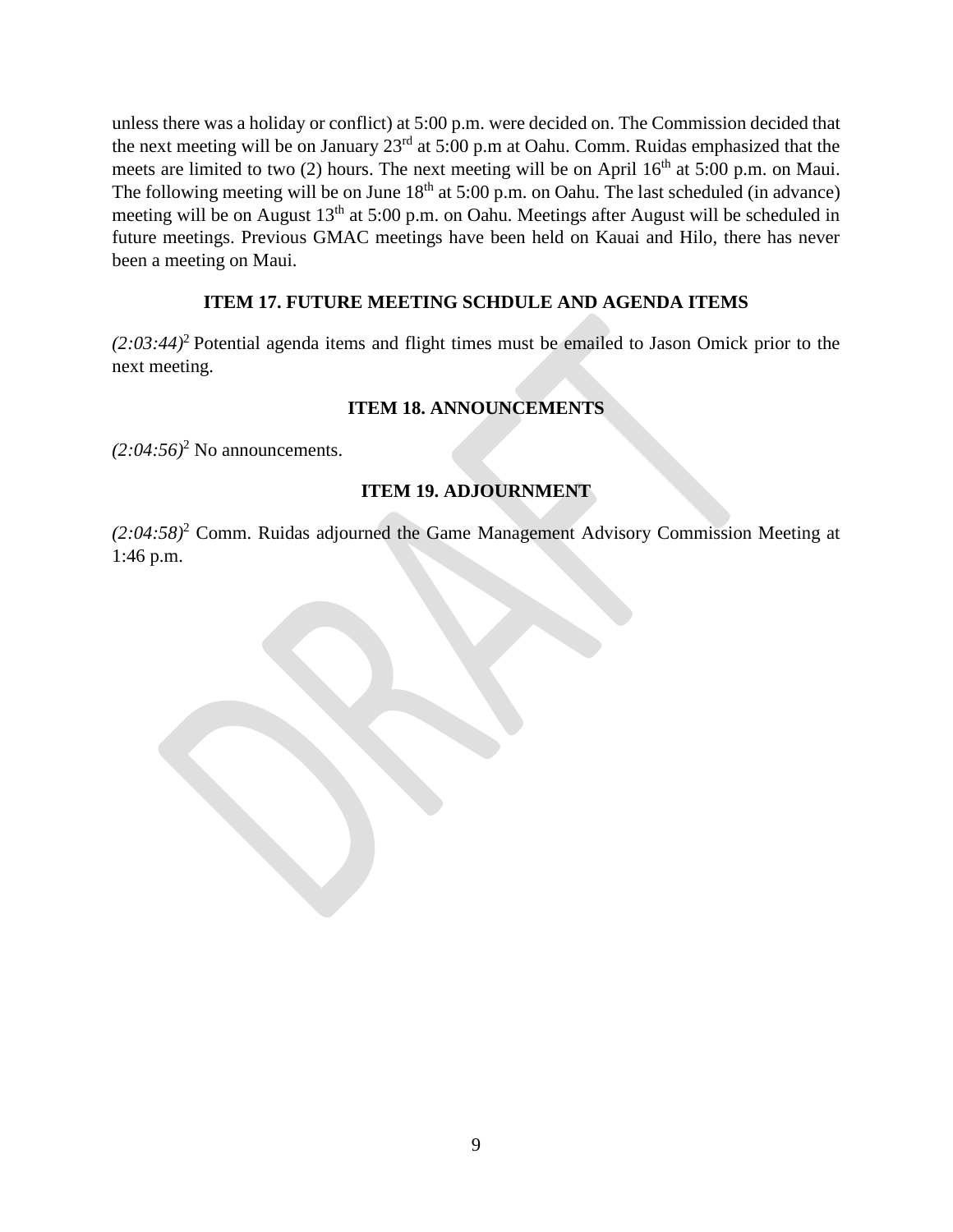unless there was a holiday or conflict) at 5:00 p.m. were decided on. The Commission decided that the next meeting will be on January 23rd at 5:00 p.m at Oahu. Comm. Ruidas emphasized that the meets are limited to two (2) hours. The next meeting will be on April 16th at 5:00 p.m. on Maui. The following meeting will be on June 18th at 5:00 p.m. on Oahu. The last scheduled (in advance) meeting will be on August 13th at 5:00 p.m. on Oahu. Meetings after August will be scheduled in future meetings. Previous GMAC meetings have been held on Kauai and Hilo, there has never been a meeting on Maui.

### ITEM 17. FUTURE MEETING SCHDULE AND AGENDA ITEMS

*(2:03:44)*[2] Potential agenda items and flight times must be emailed to Jason Omick prior to the next meeting.

### ITEM 18. ANNOUNCEMENTS

*(2:04:56)*[2] No announcements.

### ITEM 19. ADJOURNMENT

*(2:04:58)*[2] Comm. Ruidas adjourned the Game Management Advisory Commission Meeting at 1:46 p.m.